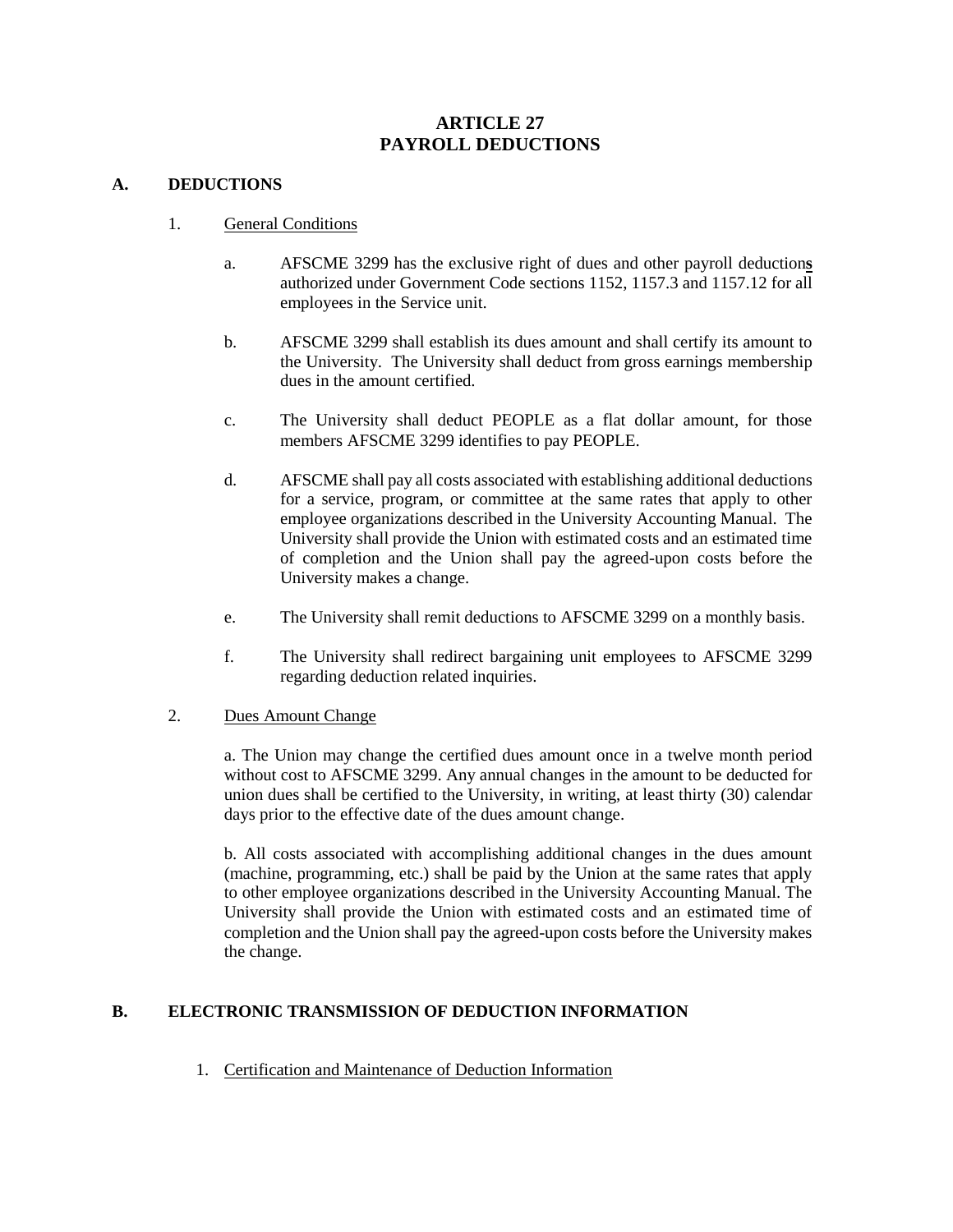# ARTICLE 27
# PAYROLL DEDUCTIONS

## A. DEDUCTIONS

### 1. General Conditions

a. AFSCME 3299 has the exclusive right of dues and other payroll deductions authorized under Government Code sections 1152, 1157.3 and 1157.12 for all employees in the Service unit.

b. AFSCME 3299 shall establish its dues amount and shall certify its amount to the University. The University shall deduct from gross earnings membership dues in the amount certified.

c. The University shall deduct PEOPLE as a flat dollar amount, for those members AFSCME 3299 identifies to pay PEOPLE.

d. AFSCME shall pay all costs associated with establishing additional deductions for a service, program, or committee at the same rates that apply to other employee organizations described in the University Accounting Manual. The University shall provide the Union with estimated costs and an estimated time of completion and the Union shall pay the agreed-upon costs before the University makes a change.

e. The University shall remit deductions to AFSCME 3299 on a monthly basis.

f. The University shall redirect bargaining unit employees to AFSCME 3299 regarding deduction related inquiries.

### 2. Dues Amount Change

a. The Union may change the certified dues amount once in a twelve month period without cost to AFSCME 3299. Any annual changes in the amount to be deducted for union dues shall be certified to the University, in writing, at least thirty (30) calendar days prior to the effective date of the dues amount change.

b. All costs associated with accomplishing additional changes in the dues amount (machine, programming, etc.) shall be paid by the Union at the same rates that apply to other employee organizations described in the University Accounting Manual. The University shall provide the Union with estimated costs and an estimated time of completion and the Union shall pay the agreed-upon costs before the University makes the change.

## B. ELECTRONIC TRANSMISSION OF DEDUCTION INFORMATION

### 1. Certification and Maintenance of Deduction Information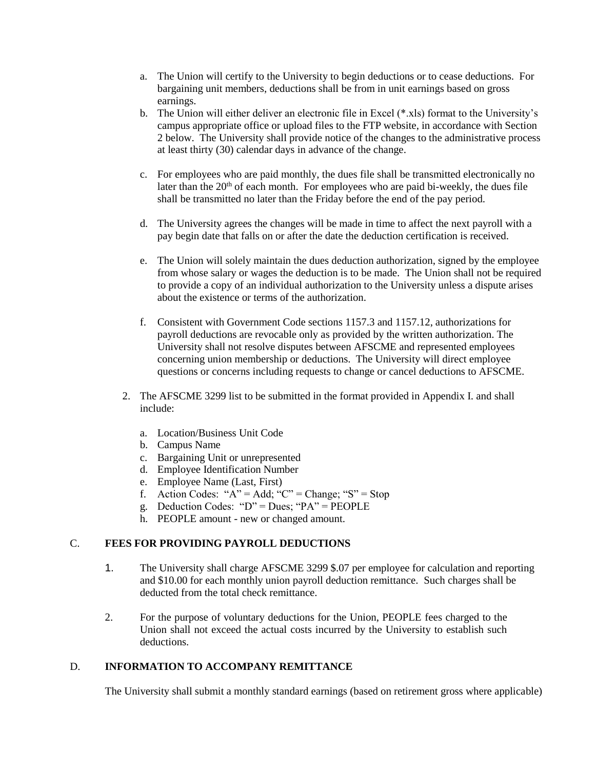a. The Union will certify to the University to begin deductions or to cease deductions. For bargaining unit members, deductions shall be from in unit earnings based on gross earnings.
b. The Union will either deliver an electronic file in Excel (*.xls) format to the University's campus appropriate office or upload files to the FTP website, in accordance with Section 2 below. The University shall provide notice of the changes to the administrative process at least thirty (30) calendar days in advance of the change.
c. For employees who are paid monthly, the dues file shall be transmitted electronically no later than the 20th of each month. For employees who are paid bi-weekly, the dues file shall be transmitted no later than the Friday before the end of the pay period.
d. The University agrees the changes will be made in time to affect the next payroll with a pay begin date that falls on or after the date the deduction certification is received.
e. The Union will solely maintain the dues deduction authorization, signed by the employee from whose salary or wages the deduction is to be made. The Union shall not be required to provide a copy of an individual authorization to the University unless a dispute arises about the existence or terms of the authorization.
f. Consistent with Government Code sections 1157.3 and 1157.12, authorizations for payroll deductions are revocable only as provided by the written authorization. The University shall not resolve disputes between AFSCME and represented employees concerning union membership or deductions. The University will direct employee questions or concerns including requests to change or cancel deductions to AFSCME.

2. The AFSCME 3299 list to be submitted in the format provided in Appendix I. and shall include:

   a. Location/Business Unit Code
   b. Campus Name
   c. Bargaining Unit or unrepresented
   d. Employee Identification Number
   e. Employee Name (Last, First)
   f. Action Codes: "A" = Add; "C" = Change; "S" = Stop
   g. Deduction Codes: "D" = Dues; "PA" = PEOPLE
   h. PEOPLE amount - new or changed amount.

## C. FEES FOR PROVIDING PAYROLL DEDUCTIONS

1. The University shall charge AFSCME 3299 $.07 per employee for calculation and reporting and $10.00 for each monthly union payroll deduction remittance. Such charges shall be deducted from the total check remittance.
2. For the purpose of voluntary deductions for the Union, PEOPLE fees charged to the Union shall not exceed the actual costs incurred by the University to establish such deductions.

## D. INFORMATION TO ACCOMPANY REMITTANCE

The University shall submit a monthly standard earnings (based on retirement gross where applicable)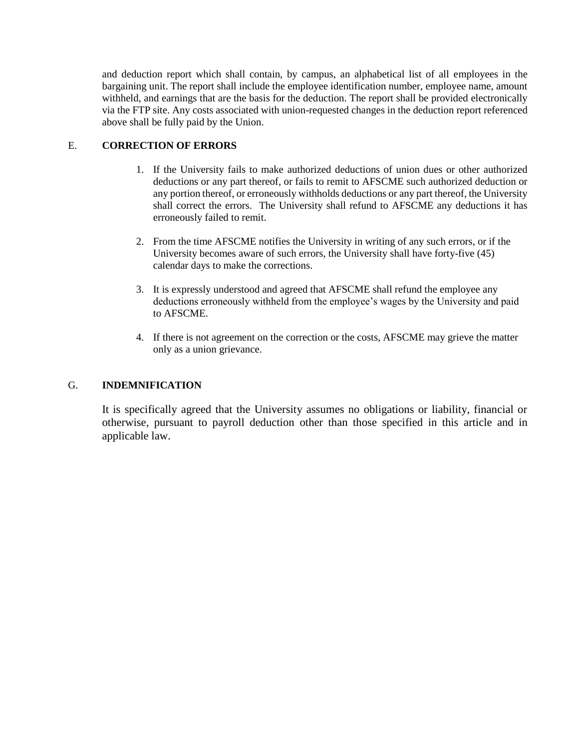and deduction report which shall contain, by campus, an alphabetical list of all employees in the bargaining unit. The report shall include the employee identification number, employee name, amount withheld, and earnings that are the basis for the deduction. The report shall be provided electronically via the FTP site. Any costs associated with union-requested changes in the deduction report referenced above shall be fully paid by the Union.

E. **CORRECTION OF ERRORS**

1. If the University fails to make authorized deductions of union dues or other authorized deductions or any part thereof, or fails to remit to AFSCME such authorized deduction or any portion thereof, or erroneously withholds deductions or any part thereof, the University shall correct the errors. The University shall refund to AFSCME any deductions it has erroneously failed to remit.

2. From the time AFSCME notifies the University in writing of any such errors, or if the University becomes aware of such errors, the University shall have forty-five (45) calendar days to make the corrections.

3. It is expressly understood and agreed that AFSCME shall refund the employee any deductions erroneously withheld from the employee's wages by the University and paid to AFSCME.

4. If there is not agreement on the correction or the costs, AFSCME may grieve the matter only as a union grievance.

G. **INDEMNIFICATION**

It is specifically agreed that the University assumes no obligations or liability, financial or otherwise, pursuant to payroll deduction other than those specified in this article and in applicable law.